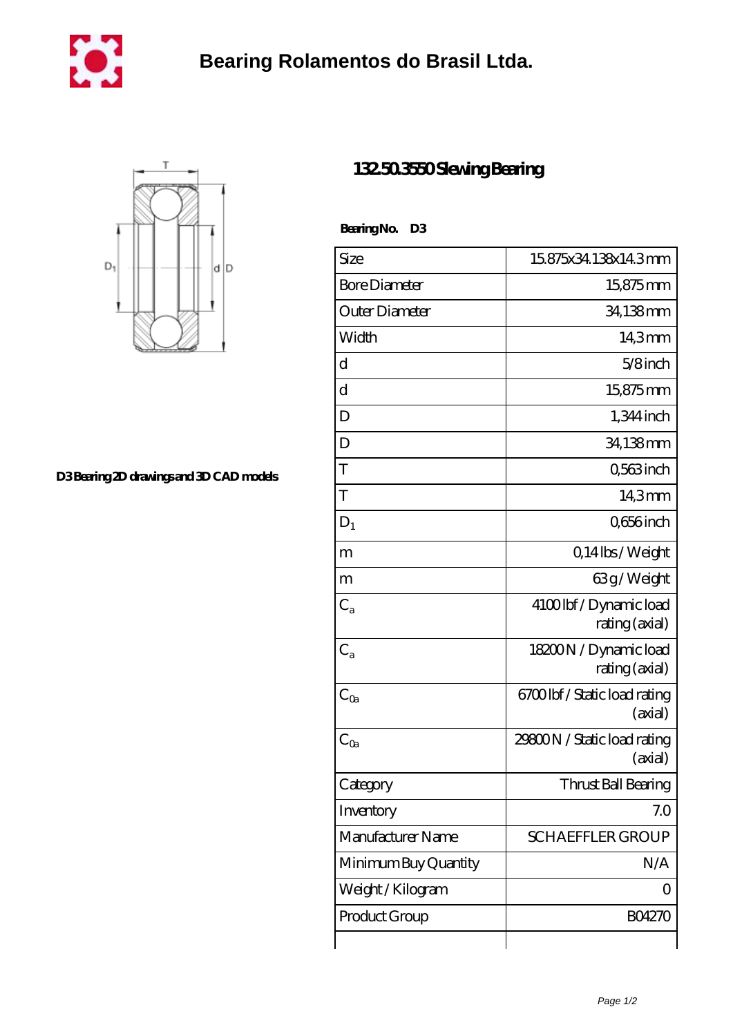# Bearing Rolamentos do Brasil Ltda.

D3 Bearing 2D drawings and 3D CAD models

## 132.50.3550 Slewing Bearing

**Bearing No. D3**

| Size | 15.875x34.138x14.3 mm |
|---|---|
| Bore Diameter | 15,875 mm |
| Outer Diameter | 34,138 mm |
| Width | 14,3 mm |
| d | 5/8 inch |
| d | 15,875 mm |
| D | 1,344 inch |
| D | 34,138 mm |
| T | 0,563 inch |
| T | 14,3 mm |
| $D_1$ | 0,656 inch |
| m | 0,14 lbs / Weight |
| m | 63 g / Weight |
| $C_a$ | 4100 lbf / Dynamic load rating (axial) |
| $C_a$ | 18200 N / Dynamic load rating (axial) |
| $C_{0a}$ | 6700 lbf / Static load rating (axial) |
| $C_{0a}$ | 29800 N / Static load rating (axial) |
| Category | Thrust Ball Bearing |
| Inventory | 7.0 |
| Manufacturer Name | SCHAEFFLER GROUP |
| Minimum Buy Quantity | N/A |
| Weight / Kilogram | 0 |
| Product Group | B04270 |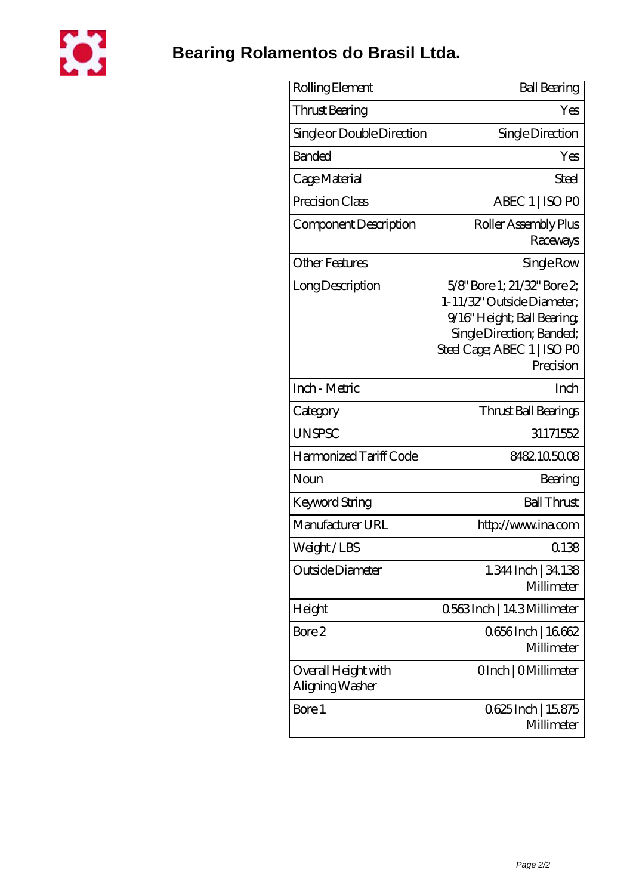# Bearing Rolamentos do Brasil Ltda.

| | |
|---|---|
| Rolling Element | Ball Bearing |
| Thrust Bearing | Yes |
| Single or Double Direction | Single Direction |
| Banded | Yes |
| Cage Material | Steel |
| Precision Class | ABEC 1 \| ISO P0 |
| Component Description | Roller Assembly Plus Raceways |
| Other Features | Single Row |
| Long Description | 5/8" Bore 1; 21/32" Bore 2; 1-11/32" Outside Diameter; 9/16" Height; Ball Bearing; Single Direction; Banded; Steel Cage; ABEC 1 \| ISO P0 Precision |
| Inch - Metric | Inch |
| Category | Thrust Ball Bearings |
| UNSPSC | 31171552 |
| Harmonized Tariff Code | 8482.10.50.08 |
| Noun | Bearing |
| Keyword String | Ball Thrust |
| Manufacturer URL | http://www.ina.com |
| Weight / LBS | 0.138 |
| Outside Diameter | 1.344 Inch \| 34.138 Millimeter |
| Height | 0.563 Inch \| 14.3 Millimeter |
| Bore 2 | 0.656 Inch \| 16.662 Millimeter |
| Overall Height with Aligning Washer | 0 Inch \| 0 Millimeter |
| Bore 1 | 0.625 Inch \| 15.875 Millimeter |